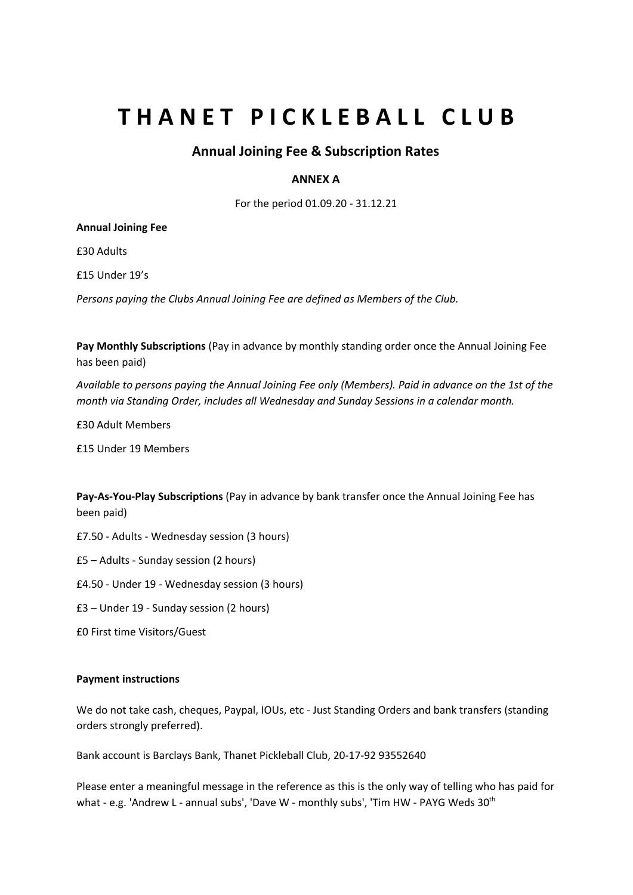# T H A N E T   P I C K L E B A L L   C L U B

## Annual Joining Fee & Subscription Rates

### ANNEX A

For the period 01.09.20 - 31.12.21

**Annual Joining Fee**

£30 Adults

£15 Under 19's

*Persons paying the Clubs Annual Joining Fee are defined as Members of the Club.*

**Pay Monthly Subscriptions** (Pay in advance by monthly standing order once the Annual Joining Fee has been paid)

*Available to persons paying the Annual Joining Fee only (Members). Paid in advance on the 1st of the month via Standing Order, includes all Wednesday and Sunday Sessions in a calendar month.*

£30 Adult Members

£15 Under 19 Members

**Pay-As-You-Play Subscriptions** (Pay in advance by bank transfer once the Annual Joining Fee has been paid)

£7.50 - Adults - Wednesday session (3 hours)

£5 – Adults - Sunday session (2 hours)

£4.50 - Under 19 - Wednesday session (3 hours)

£3 – Under 19 - Sunday session (2 hours)

£0 First time Visitors/Guest

**Payment instructions**

We do not take cash, cheques, Paypal, IOUs, etc - Just Standing Orders and bank transfers (standing orders strongly preferred).

Bank account is Barclays Bank, Thanet Pickleball Club, 20-17-92 93552640

Please enter a meaningful message in the reference as this is the only way of telling who has paid for what - e.g. 'Andrew L - annual subs', 'Dave W - monthly subs', 'Tim HW - PAYG Weds 30th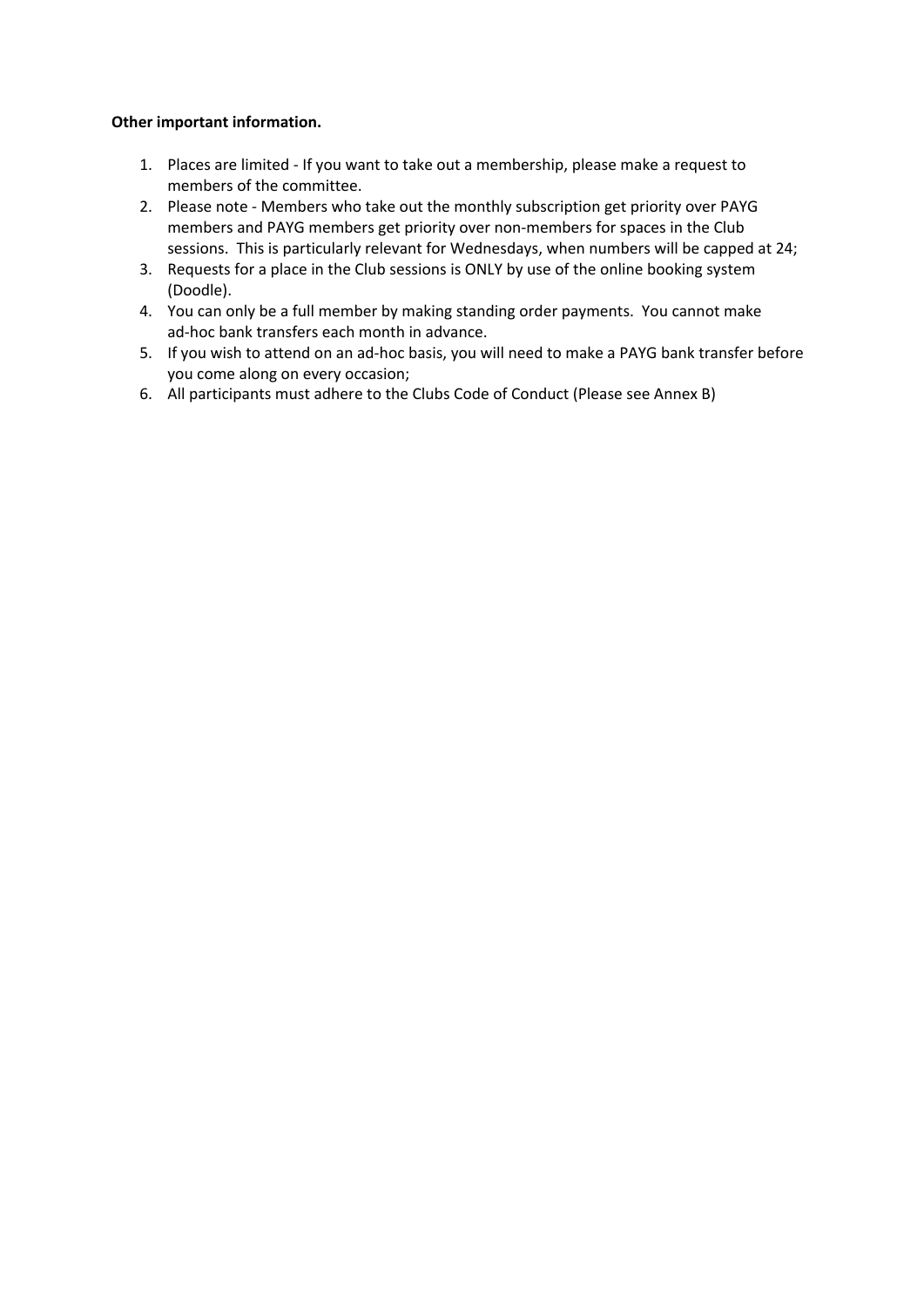**Other important information.**

1. Places are limited - If you want to take out a membership, please make a request to members of the committee.
2. Please note - Members who take out the monthly subscription get priority over PAYG members and PAYG members get priority over non-members for spaces in the Club sessions. This is particularly relevant for Wednesdays, when numbers will be capped at 24;
3. Requests for a place in the Club sessions is ONLY by use of the online booking system (Doodle).
4. You can only be a full member by making standing order payments. You cannot make ad-hoc bank transfers each month in advance.
5. If you wish to attend on an ad-hoc basis, you will need to make a PAYG bank transfer before you come along on every occasion;
6. All participants must adhere to the Clubs Code of Conduct (Please see Annex B)